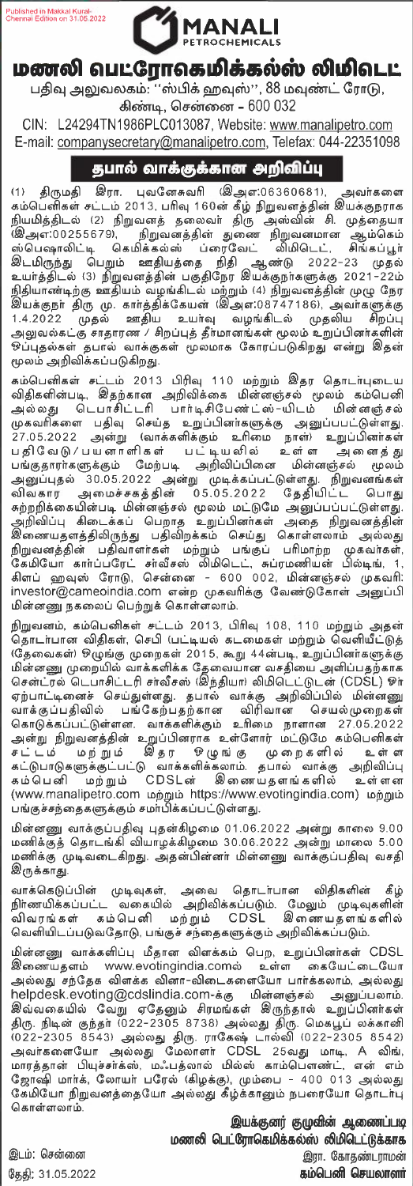Published in Makkal Kural-Chennai Edition on 31.05.2022

MANALI PETROCHEMICALS

# மணலி பெட்ரோகெமிக்கல்ஸ் லிமிடெட்

பதிவு அலுவலகம்: ''ஸ்பிக் ஹவுஸ்'', 88 மவுண்ட் ரோடு, கிண்டி, சென்னை – 600 032

CIN: L24294TN1986PLC013087, Website: www.manalipetro.com
E-mail: companysecretary@manalipetro.com, Telefax: 044-22351098

## தபால் வாக்குக்கான அறிவிப்பு

(1) திருமதி இரா. புவனேசுவரி (இஅஎ:06360681), அவர்களை கம்பெனிகள் சட்டம் 2013, பிரிவு 160ன் கீழ் நிறுவனத்தின் இயக்குநராக நியமித்திடல் (2) நிறுவனத் தலைவர் திரு அஸ்வின் சி. முத்தையா (இஅஎ:00255679), நிறுவனத்தின் துணை நிறுவனமான ஆம்கெம் ஸ்பெஷாலிட்டி கெமிக்கல்ஸ் ப்ரைவேட் லிமிடெட், சிங்கப்பூர் இடமிருந்து பெறும் ஊதியத்தை நிதி ஆண்டு 2022-23 முதல் உயர்த்திடல் (3) நிறுவனத்தின் பகுதிநேர இயக்குநர்களுக்கு 2021-22ம் நிதியாண்டிற்கு ஊதியம் வழங்கிடல் மற்றும் (4) நிறுவனத்தின் முழு நேர இயக்குநர் திரு மு. கார்த்திகேயன் (இஅஎ:08747186), அவர்களுக்கு 1.4.2022 முதல் ஊதிய உயர்வு வழங்கிடல் முதலிய சிறப்பு அலுவலக்கு சாதாரண / சிறப்புத் தீர்மானங்கள் மூலம் உறுப்பினர்களின் ஒப்புதல்கள் தபால் வாக்குகள் மூலமாக கோரப்படுகிறது என்று இதன் மூலம் அறிவிக்கப்படுகிறது.

கம்பெனிகள் சட்டம் 2013 பிரிவு 110 மற்றும் இதர தொடர்புடைய விதிகளின்படி, இதற்கான அறிக்கை மின்னஞ்சல் மூலம் கம்பெனி அல்லது டெபாசிட்டரி பார்டிசிபேண்ட்ஸ்-யிடம் மின்னஞ்சல் முகவரிகளை பதிவு செய்த உறுப்பினர்களுக்கு அனுப்பப்பட்டுள்ளது. 27.05.2022 அன்று (வாக்களிக்கும் உரிமை நாள்) உறுப்பினர்கள் பதிவேடு/பயனாளிகள் பட்டியலில் உள்ள அனைத்து பங்குதாரர்களுக்கும் மேற்படி அறிவிப்பினை மின்னஞ்சல் மூலம் அனுப்புதல் 30.05.2022 அன்று முடிக்கப்பட்டுள்ளது. நிறுவனங்கள் விவகார அமைச்சகத்தின் 05.05.2022 தேதியிட்ட பொது சுற்றறிக்கையின்படி மின்னஞ்சல் மூலம் மட்டுமே அனுப்பப்பட்டுள்ளது. அறிவிப்பு கிடைக்கப் பெறாத உறுப்பினர்கள் அதை நிறுவனத்தின் இணையதளத்திலிருந்து பதிவிறக்கம் செய்து கொள்ளலாம் அல்லது நிறுவனத்தின் பதிவாளர்கள் மற்றும் பங்குப் பரிமாற்ற முகவர்கள், கேமியோ கார்ப்பரேட் சர்வீசஸ் லிமிடெட், சுப்ரமணியன் பில்டிங், 1, கிளப் ஹவுஸ் ரோடு, சென்னை - 600 002, மின்னஞ்சல் முகவரி: investor@cameoindia.com என்ற முகவரிக்கு வேண்டுகோள் அனுப்பி மின்னணு நகலைப் பெற்றுக் கொள்ளலாம்.

நிறுவனம், கம்பெனிகள் சட்டம் 2013, பிரிவு 108, 110 மற்றும் அதன் தொடர்பான விதிகள், செபி (பட்டியல் கடமைகள் மற்றும் வெளியீட்டுத் தேவைகள்) ஒழுங்கு முறைகள் 2015, கூறு 44ன்படி, உறுப்பினர்களுக்கு மின்னணு முறையில் வாக்களிக்க தேவையான வசதியை அளிப்பதற்காக சென்ட்ரல் டெபாசிட்டரி சர்வீசஸ் (இந்தியா) லிமிடெட்டுடன் (CDSL) ஓர் ஏற்பாட்டினைச் செய்துள்ளது. தபால் வாக்கு அறிவிப்பில் மின்னணு வாக்குப்பதிவில் பங்கேற்பதற்கான விரிவான செயல்முறைகள் கொடுக்கப்பட்டுள்ளன. வாக்களிக்கும் உரிமை நாளான 27.05.2022 அன்று நிறுவனத்தின் உறுப்பினராக உள்ளோர் மட்டுமே கம்பெனிகள் சட்டம் மற்றும் இதர ஒழுங்கு முறைகளில் உள்ள கட்டுப்பாடுகளுக்குட்பட்டு வாக்களிக்கலாம். தபால் வாக்கு அறிவிப்பு கம்பெனி மற்றும் CDSLன் இணையதளங்களில் உள்ளன (www.manalipetro.com மற்றும் https://www.evotingindia.com) மற்றும் பங்குச்சந்தைகளுக்கும் சமர்ப்பிக்கப்பட்டுள்ளது.

மின்னணு வாக்குப்பதிவு புதன்கிழமை 01.06.2022 அன்று காலை 9.00 மணிக்குத் தொடங்கி வியாழக்கிழமை 30.06.2022 அன்று மாலை 5.00 மணிக்கு முடிவடைகிறது. அதன்பின்னர் மின்னணு வாக்குப்பதிவு வசதி இருக்காது.

வாக்கெடுப்பின் முடிவுகள், அவை தொடர்பான விதிகளின் கீழ் நிர்ணயிக்கப்பட்ட வகையில் அறிவிக்கப்படும். மேலும் முடிவுகளின் விவரங்கள் கம்பெனி மற்றும் CDSL இணையதளங்களில் வெளியிடப்படுவதோடு, பங்குச் சந்தைகளுக்கும் அறிவிக்கப்படும்.

மின்னணு வாக்களிப்பு மீதான விளக்கம் பெற, உறுப்பினர்கள் CDSL இணையதளம் www.evotingindia.comல் உள்ள கையேட்டையோ அல்லது சந்தேக விளக்க வினா-விடைகளையோ பார்க்கலாம், அல்லது helpdesk.evoting@cdslindia.com-க்கு மின்னஞ்சல் அனுப்பலாம். இவ்வகையில் வேறு ஏதேனும் சிரமங்கள் இருந்தால் உறுப்பினர்கள் திரு. நிடின் குந்தர் (022-2305 8738) அல்லது திரு. மெஹபூப் லக்காணி (022-2305 8543) அல்லது திரு. ராகேஷ் டால்வி (022-2305 8542) அவர்களையோ அல்லது மேலாளர் CDSL 25வது மாடி, A விங், மாரத்தான் பியூச்சர்க்ஸ், மஃபத்லால் மில்ஸ் காம்பௌண்ட், என் எம் ஜோஷி மார்க், லோயர் பரேல் (கிழக்கு), மும்பை - 400 013 அல்லது கேமியோ நிறுவனத்தையோ அல்லது கீழ்க்காணும் நபரையோ தொடர்பு கொள்ளலாம்.

இயக்குனர் குழுவின் ஆணைப்படி
மணலி பெட்ரோகெமிக்கல்ஸ் லிமிடெட்டுக்காக
இரா. கோதண்டராமன்
கம்பெனி செயலாளர்

இடம்: சென்னை
தேதி: 31.05.2022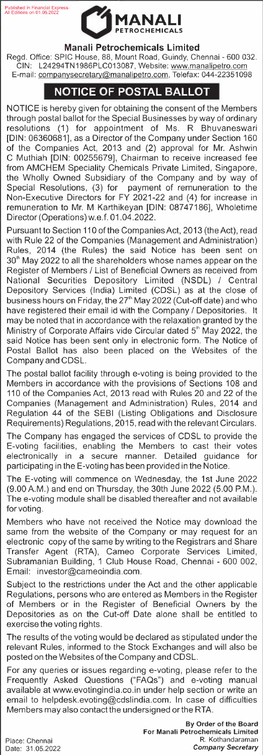Published in Financial Express-
All Editions on 01.06.2022

MANALI PETROCHEMICALS

## Manali Petrochemicals Limited

Regd. Office: SPIC House, 88, Mount Road, Guindy, Chennai - 600 032.
CIN: L24294TN1986PLC013087, Website: www.manalipetro.com
E-mail: companysecretary@manalipetro.com, Telefax: 044-22351098

# NOTICE OF POSTAL BALLOT

NOTICE is hereby given for obtaining the consent of the Members through postal ballot for the Special Businesses by way of ordinary resolutions (1) for appointment of Ms. R Bhuvaneswari [DIN: 06360681], as a Director of the Company under Section 160 of the Companies Act, 2013 and (2) approval for Mr. Ashwin C Muthiah [DIN: 00255679], Chairman to receive increased fee from AMCHEM Speciality Chemicals Private Limited, Singapore, the Wholly Owned Subsidiary of the Company and by way of Special Resolutions, (3) for payment of remuneration to the Non-Executive Directors for FY 2021-22 and (4) for increase in remuneration to Mr. M Karthikeyan [DIN: 08747186], Wholetime Director (Operations) w.e.f. 01.04.2022.

Pursuant to Section 110 of the Companies Act, 2013 (the Act), read with Rule 22 of the Companies (Management and Administration) Rules, 2014 (the Rules) the said Notice has been sent on 30th May 2022 to all the shareholders whose names appear on the Register of Members / List of Beneficial Owners as received from National Securities Depository Limited (NSDL) / Central Depository Services (India) Limited (CDSL) as at the close of business hours on Friday, the 27th May 2022 (Cut-off date) and who have registered their email id with the Company / Depositories. It may be noted that in accordance with the relaxation granted by the Ministry of Corporate Affairs vide Circular dated 5th May 2022, the said Notice has been sent only in electronic form. The Notice of Postal Ballot has also been placed on the Websites of the Company and CDSL.

The postal ballot facility through e-voting is being provided to the Members in accordance with the provisions of Sections 108 and 110 of the Companies Act, 2013 read with Rules 20 and 22 of the Companies (Management and Administration) Rules, 2014 and Regulation 44 of the SEBI (Listing Obligations and Disclosure Requirements) Regulations, 2015, read with the relevant Circulars.

The Company has engaged the services of CDSL to provide the E-voting facilities, enabling the Members to cast their votes electronically in a secure manner. Detailed guidance for participating in the E-voting has been provided in the Notice.

The E-voting will commence on Wednesday, the 1st June 2022 (9.00 A.M.) and end on Thursday, the 30th June 2022 (5.00 P.M.). The e-voting module shall be disabled thereafter and not available for voting.

Members who have not received the Notice may download the same from the website of the Company or may request for an electronic copy of the same by writing to the Registrars and Share Transfer Agent (RTA), Cameo Corporate Services Limited, Subramanian Building, 1 Club House Road, Chennai - 600 002, Email: investor@cameoindia.com.

Subject to the restrictions under the Act and the other applicable Regulations, persons who are entered as Members in the Register of Members or in the Register of Beneficial Owners by the Depositories as on the Cut-off Date alone shall be entitled to exercise the voting rights.

The results of the voting would be declared as stipulated under the relevant Rules, informed to the Stock Exchanges and will also be posted on the Websites of the Company and CDSL.

For any queries or issues regarding e-voting, please refer to the Frequently Asked Questions ("FAQs") and e-voting manual available at www.evotingindia.co.in under help section or write an email to helpdesk.evoting@cdslindia.com. In case of difficulties Members may also contact the undersigned or the RTA.

**By Order of the Board**
**For Manali Petrochemicals Limited**
R. Kothandaraman
***Company Secretary***

Place: Chennai
Date: 31.05.2022